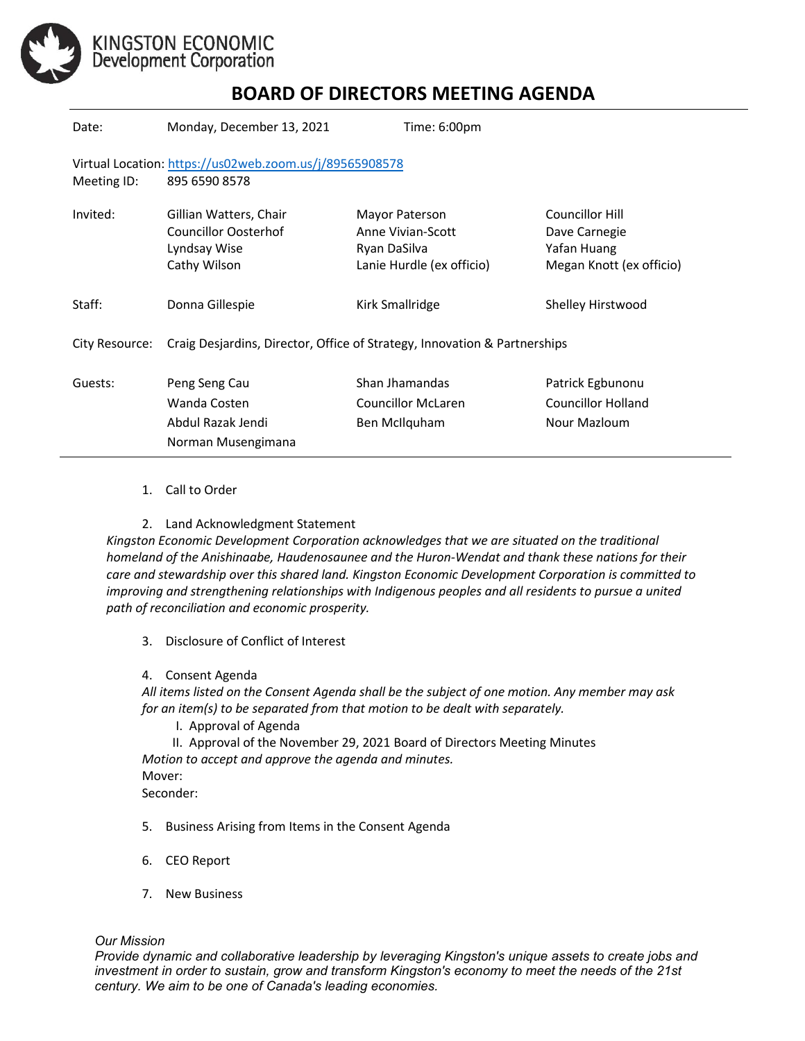KINGSTON ECONOMIC
Development Corporation

# BOARD OF DIRECTORS MEETING AGENDA

| | | | |
|---|---|---|---|
| Date: | Monday, December 13, 2021 | Time: 6:00pm | |
| Virtual Location: | https://us02web.zoom.us/j/89565908578 | | |
| Meeting ID: | 895 6590 8578 | | |
| Invited: | Gillian Watters, Chair | Mayor Paterson | Councillor Hill |
| | Councillor Oosterhof | Anne Vivian-Scott | Dave Carnegie |
| | Lyndsay Wise | Ryan DaSilva | Yafan Huang |
| | Cathy Wilson | Lanie Hurdle (ex officio) | Megan Knott (ex officio) |
| Staff: | Donna Gillespie | Kirk Smallridge | Shelley Hirstwood |
| City Resource: | Craig Desjardins, Director, Office of Strategy, Innovation & Partnerships | | |
| Guests: | Peng Seng Cau | Shan Jhamandas | Patrick Egbunonu |
| | Wanda Costen | Councillor McLaren | Councillor Holland |
| | Abdul Razak Jendi | Ben McIlquham | Nour Mazloum |
| | Norman Musengimana | | |

1. Call to Order

2. Land Acknowledgment Statement

*Kingston Economic Development Corporation acknowledges that we are situated on the traditional homeland of the Anishinaabe, Haudenosaunee and the Huron-Wendat and thank these nations for their care and stewardship over this shared land. Kingston Economic Development Corporation is committed to improving and strengthening relationships with Indigenous peoples and all residents to pursue a united path of reconciliation and economic prosperity.*

3. Disclosure of Conflict of Interest

4. Consent Agenda

*All items listed on the Consent Agenda shall be the subject of one motion. Any member may ask for an item(s) to be separated from that motion to be dealt with separately.*

   I. Approval of Agenda

   II. Approval of the November 29, 2021 Board of Directors Meeting Minutes

*Motion to accept and approve the agenda and minutes.*

Mover:

Seconder:

5. Business Arising from Items in the Consent Agenda

6. CEO Report

7. New Business

*Our Mission*

*Provide dynamic and collaborative leadership by leveraging Kingston's unique assets to create jobs and investment in order to sustain, grow and transform Kingston's economy to meet the needs of the 21st century. We aim to be one of Canada's leading economies.*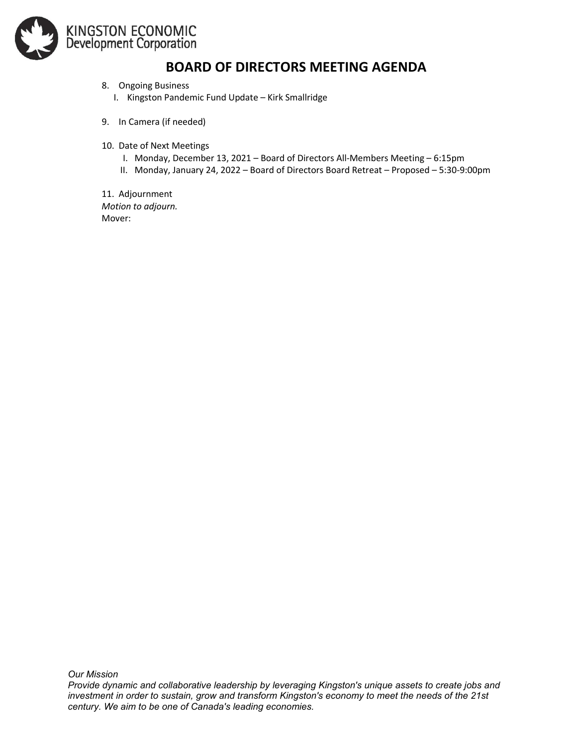KINGSTON ECONOMIC
Development Corporation

# BOARD OF DIRECTORS MEETING AGENDA

8. Ongoing Business
   I. Kingston Pandemic Fund Update – Kirk Smallridge

9. In Camera (if needed)

10. Date of Next Meetings
    I. Monday, December 13, 2021 – Board of Directors All-Members Meeting – 6:15pm
    II. Monday, January 24, 2022 – Board of Directors Board Retreat – Proposed – 5:30-9:00pm

11. Adjournment

*Motion to adjourn.*

Mover:

*Our Mission*

*Provide dynamic and collaborative leadership by leveraging Kingston's unique assets to create jobs and investment in order to sustain, grow and transform Kingston's economy to meet the needs of the 21st century. We aim to be one of Canada's leading economies.*